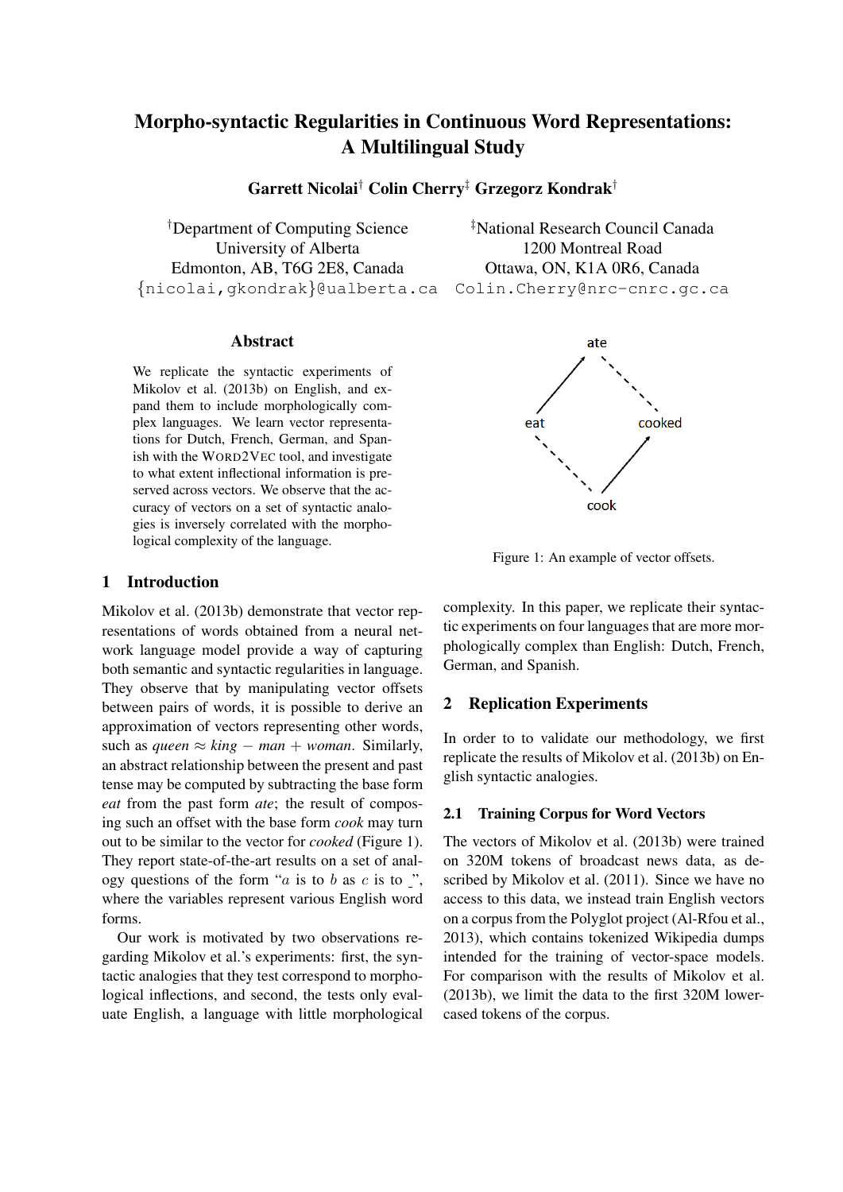# Morpho-syntactic Regularities in Continuous Word Representations: A Multilingual Study

**Garrett Nicolai**[†] **Colin Cherry**[‡] **Grzegorz Kondrak**[†]

[†]Department of Computing Science
University of Alberta
Edmonton, AB, T6G 2E8, Canada
{nicolai,gkondrak}@ualberta.ca

[‡]National Research Council Canada
1200 Montreal Road
Ottawa, ON, K1A 0R6, Canada
Colin.Cherry@nrc-cnrc.gc.ca

### Abstract

We replicate the syntactic experiments of Mikolov et al. (2013b) on English, and expand them to include morphologically complex languages. We learn vector representations for Dutch, French, German, and Spanish with the WORD2VEC tool, and investigate to what extent inflectional information is preserved across vectors. We observe that the accuracy of vectors on a set of syntactic analogies is inversely correlated with the morphological complexity of the language.

Figure 1: An example of vector offsets.

## 1 Introduction

Mikolov et al. (2013b) demonstrate that vector representations of words obtained from a neural network language model provide a way of capturing both semantic and syntactic regularities in language. They observe that by manipulating vector offsets between pairs of words, it is possible to derive an approximation of vectors representing other words, such as *queen* $\approx$ *king* $-$ *man* $+$ *woman*. Similarly, an abstract relationship between the present and past tense may be computed by subtracting the base form *eat* from the past form *ate*; the result of composing such an offset with the base form *cook* may turn out to be similar to the vector for *cooked* (Figure 1). They report state-of-the-art results on a set of analogy questions of the form "$a$ is to $b$ as $c$ is to _", where the variables represent various English word forms.

Our work is motivated by two observations regarding Mikolov et al.'s experiments: first, the syntactic analogies that they test correspond to morphological inflections, and second, the tests only evaluate English, a language with little morphological complexity. In this paper, we replicate their syntactic experiments on four languages that are more morphologically complex than English: Dutch, French, German, and Spanish.

## 2 Replication Experiments

In order to to validate our methodology, we first replicate the results of Mikolov et al. (2013b) on English syntactic analogies.

### 2.1 Training Corpus for Word Vectors

The vectors of Mikolov et al. (2013b) were trained on 320M tokens of broadcast news data, as described by Mikolov et al. (2011). Since we have no access to this data, we instead train English vectors on a corpus from the Polyglot project (Al-Rfou et al., 2013), which contains tokenized Wikipedia dumps intended for the training of vector-space models. For comparison with the results of Mikolov et al. (2013b), we limit the data to the first 320M lowercased tokens of the corpus.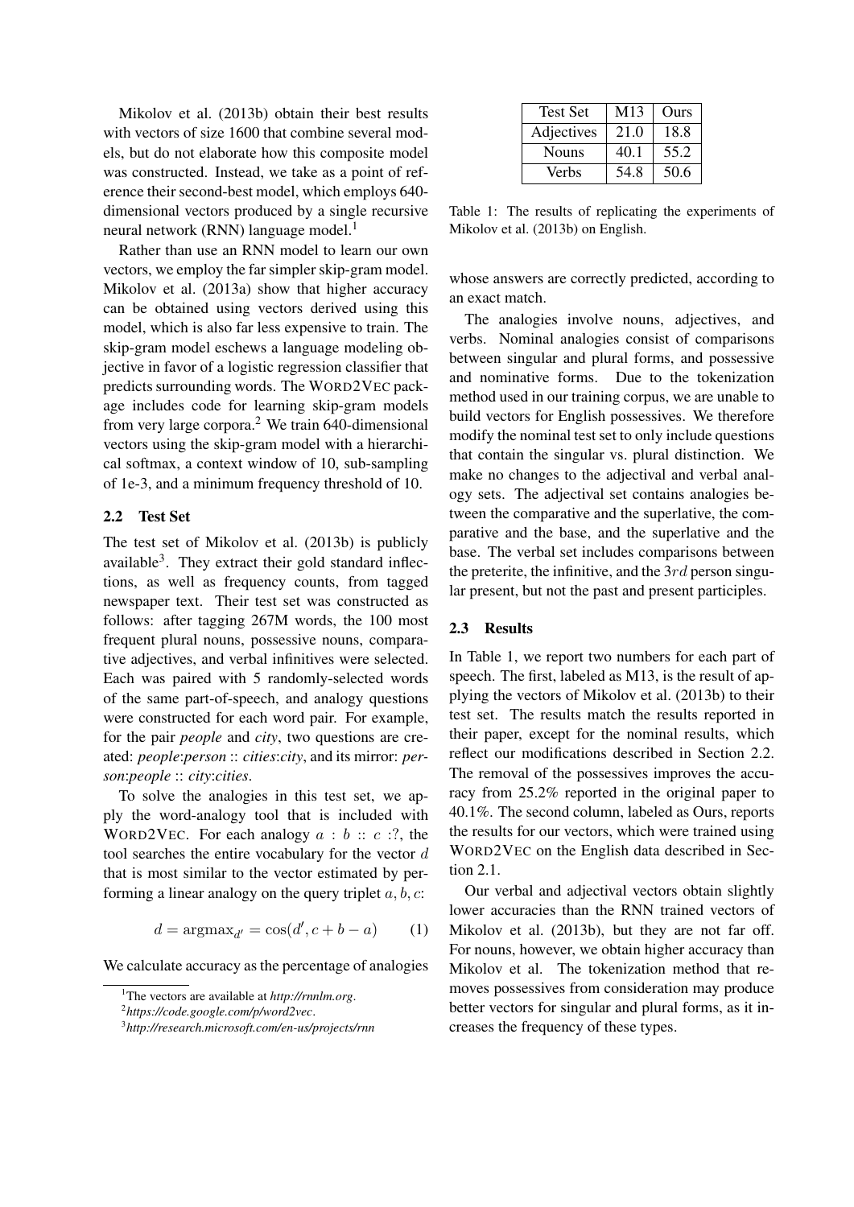Mikolov et al. (2013b) obtain their best results with vectors of size 1600 that combine several models, but do not elaborate how this composite model was constructed. Instead, we take as a point of reference their second-best model, which employs 640-dimensional vectors produced by a single recursive neural network (RNN) language model.[1]

Rather than use an RNN model to learn our own vectors, we employ the far simpler skip-gram model. Mikolov et al. (2013a) show that higher accuracy can be obtained using vectors derived using this model, which is also far less expensive to train. The skip-gram model eschews a language modeling objective in favor of a logistic regression classifier that predicts surrounding words. The WORD2VEC package includes code for learning skip-gram models from very large corpora.[2] We train 640-dimensional vectors using the skip-gram model with a hierarchical softmax, a context window of 10, sub-sampling of 1e-3, and a minimum frequency threshold of 10.

## 2.2 Test Set

The test set of Mikolov et al. (2013b) is publicly available[3]. They extract their gold standard inflections, as well as frequency counts, from tagged newspaper text. Their test set was constructed as follows: after tagging 267M words, the 100 most frequent plural nouns, possessive nouns, comparative adjectives, and verbal infinitives were selected. Each was paired with 5 randomly-selected words of the same part-of-speech, and analogy questions were constructed for each word pair. For example, for the pair *people* and *city*, two questions are created: *people*:*person* :: *cities*:*city*, and its mirror: *person*:*people* :: *city*:*cities*.

To solve the analogies in this test set, we apply the word-analogy tool that is included with WORD2VEC. For each analogy $a : b :: c :?$, the tool searches the entire vocabulary for the vector $d$ that is most similar to the vector estimated by performing a linear analogy on the query triplet $a, b, c$:

$$d = \text{argmax}_{d'} = \cos(d', c + b - a) \qquad (1)$$

We calculate accuracy as the percentage of analogies whose answers are correctly predicted, according to an exact match.

| Test Set | M13 | Ours |
|---|---|---|
| Adjectives | 21.0 | 18.8 |
| Nouns | 40.1 | 55.2 |
| Verbs | 54.8 | 50.6 |

Table 1: The results of replicating the experiments of Mikolov et al. (2013b) on English.

The analogies involve nouns, adjectives, and verbs. Nominal analogies consist of comparisons between singular and plural forms, and possessive and nominative forms. Due to the tokenization method used in our training corpus, we are unable to build vectors for English possessives. We therefore modify the nominal test set to only include questions that contain the singular vs. plural distinction. We make no changes to the adjectival and verbal analogy sets. The adjectival set contains analogies between the comparative and the superlative, the comparative and the base, and the superlative and the base. The verbal set includes comparisons between the preterite, the infinitive, and the $3rd$ person singular present, but not the past and present participles.

## 2.3 Results

In Table 1, we report two numbers for each part of speech. The first, labeled as M13, is the result of applying the vectors of Mikolov et al. (2013b) to their test set. The results match the results reported in their paper, except for the nominal results, which reflect our modifications described in Section 2.2. The removal of the possessives improves the accuracy from 25.2% reported in the original paper to 40.1%. The second column, labeled as Ours, reports the results for our vectors, which were trained using WORD2VEC on the English data described in Section 2.1.

Our verbal and adjectival vectors obtain slightly lower accuracies than the RNN trained vectors of Mikolov et al. (2013b), but they are not far off. For nouns, however, we obtain higher accuracy than Mikolov et al. The tokenization method that removes possessives from consideration may produce better vectors for singular and plural forms, as it increases the frequency of these types.

[1] The vectors are available at *http://rnnlm.org*.

[2] *https://code.google.com/p/word2vec*.

[3] *http://research.microsoft.com/en-us/projects/rnn*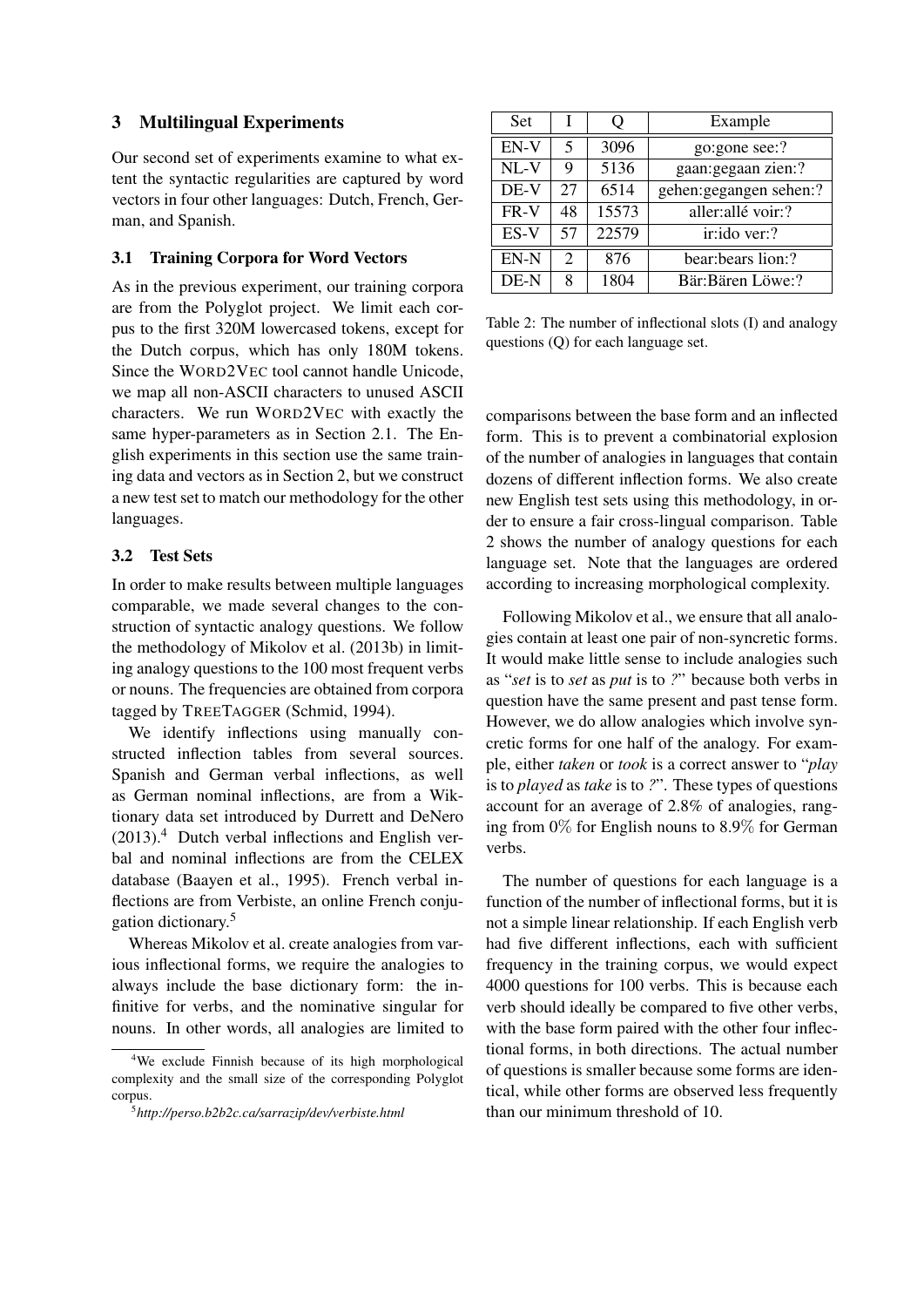## 3 Multilingual Experiments

Our second set of experiments examine to what extent the syntactic regularities are captured by word vectors in four other languages: Dutch, French, German, and Spanish.

### 3.1 Training Corpora for Word Vectors

As in the previous experiment, our training corpora are from the Polyglot project. We limit each corpus to the first 320M lowercased tokens, except for the Dutch corpus, which has only 180M tokens. Since the WORD2VEC tool cannot handle Unicode, we map all non-ASCII characters to unused ASCII characters. We run WORD2VEC with exactly the same hyper-parameters as in Section 2.1. The English experiments in this section use the same training data and vectors as in Section 2, but we construct a new test set to match our methodology for the other languages.

### 3.2 Test Sets

In order to make results between multiple languages comparable, we made several changes to the construction of syntactic analogy questions. We follow the methodology of Mikolov et al. (2013b) in limiting analogy questions to the 100 most frequent verbs or nouns. The frequencies are obtained from corpora tagged by TREETAGGER (Schmid, 1994).

We identify inflections using manually constructed inflection tables from several sources. Spanish and German verbal inflections, as well as German nominal inflections, are from a Wiktionary data set introduced by Durrett and DeNero (2013).[4] Dutch verbal inflections and English verbal and nominal inflections are from the CELEX database (Baayen et al., 1995). French verbal inflections are from Verbiste, an online French conjugation dictionary.[5]

Whereas Mikolov et al. create analogies from various inflectional forms, we require the analogies to always include the base dictionary form: the infinitive for verbs, and the nominative singular for nouns. In other words, all analogies are limited to comparisons between the base form and an inflected form. This is to prevent a combinatorial explosion of the number of analogies in languages that contain dozens of different inflection forms. We also create new English test sets using this methodology, in order to ensure a fair cross-lingual comparison. Table 2 shows the number of analogy questions for each language set. Note that the languages are ordered according to increasing morphological complexity.

| Set | I | Q | Example |
|---|---|---|---|
| EN-V | 5 | 3096 | go:gone see:? |
| NL-V | 9 | 5136 | gaan:gegaan zien:? |
| DE-V | 27 | 6514 | gehen:gegangen sehen:? |
| FR-V | 48 | 15573 | aller:allé voir:? |
| ES-V | 57 | 22579 | ir:ido ver:? |
| EN-N | 2 | 876 | bear:bears lion:? |
| DE-N | 8 | 1804 | Bär:Bären Löwe:? |

Table 2: The number of inflectional slots (I) and analogy questions (Q) for each language set.

Following Mikolov et al., we ensure that all analogies contain at least one pair of non-syncretic forms. It would make little sense to include analogies such as "*set* is to *set* as *put* is to *?*" because both verbs in question have the same present and past tense form. However, we do allow analogies which involve syncretic forms for one half of the analogy. For example, either *taken* or *took* is a correct answer to "*play* is to *played* as *take* is to *?*". These types of questions account for an average of 2.8% of analogies, ranging from 0% for English nouns to 8.9% for German verbs.

The number of questions for each language is a function of the number of inflectional forms, but it is not a simple linear relationship. If each English verb had five different inflections, each with sufficient frequency in the training corpus, we would expect 4000 questions for 100 verbs. This is because each verb should ideally be compared to five other verbs, with the base form paired with the other four inflectional forms, in both directions. The actual number of questions is smaller because some forms are identical, while other forms are observed less frequently than our minimum threshold of 10.

[4] We exclude Finnish because of its high morphological complexity and the small size of the corresponding Polyglot corpus.

[5] *http://perso.b2b2c.ca/sarrazip/dev/verbiste.html*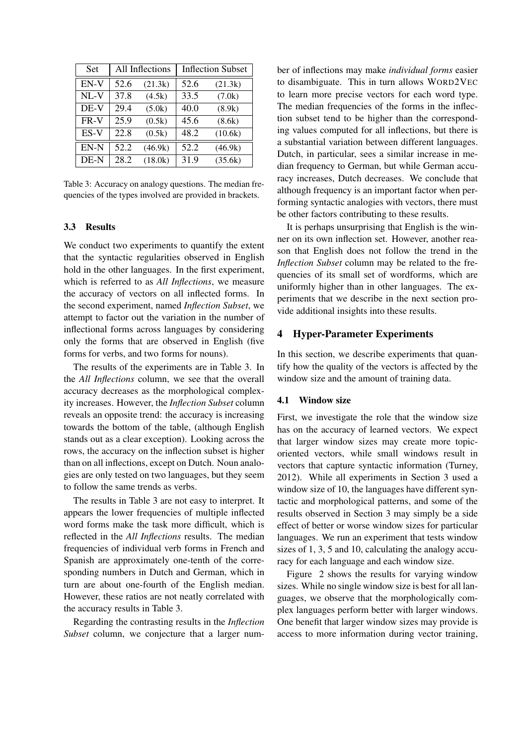| Set | All Inflections | | Inflection Subset | |
|---|---|---|---|---|
| EN-V | 52.6 | (21.3k) | 52.6 | (21.3k) |
| NL-V | 37.8 | (4.5k) | 33.5 | (7.0k) |
| DE-V | 29.4 | (5.0k) | 40.0 | (8.9k) |
| FR-V | 25.9 | (0.5k) | 45.6 | (8.6k) |
| ES-V | 22.8 | (0.5k) | 48.2 | (10.6k) |
| EN-N | 52.2 | (46.9k) | 52.2 | (46.9k) |
| DE-N | 28.2 | (18.0k) | 31.9 | (35.6k) |

Table 3: Accuracy on analogy questions. The median frequencies of the types involved are provided in brackets.

### 3.3 Results

We conduct two experiments to quantify the extent that the syntactic regularities observed in English hold in the other languages. In the first experiment, which is referred to as *All Inflections*, we measure the accuracy of vectors on all inflected forms. In the second experiment, named *Inflection Subset*, we attempt to factor out the variation in the number of inflectional forms across languages by considering only the forms that are observed in English (five forms for verbs, and two forms for nouns).

The results of the experiments are in Table 3. In the *All Inflections* column, we see that the overall accuracy decreases as the morphological complexity increases. However, the *Inflection Subset* column reveals an opposite trend: the accuracy is increasing towards the bottom of the table, (although English stands out as a clear exception). Looking across the rows, the accuracy on the inflection subset is higher than on all inflections, except on Dutch. Noun analogies are only tested on two languages, but they seem to follow the same trends as verbs.

The results in Table 3 are not easy to interpret. It appears the lower frequencies of multiple inflected word forms make the task more difficult, which is reflected in the *All Inflections* results. The median frequencies of individual verb forms in French and Spanish are approximately one-tenth of the corresponding numbers in Dutch and German, which in turn are about one-fourth of the English median. However, these ratios are not neatly correlated with the accuracy results in Table 3.

Regarding the contrasting results in the *Inflection Subset* column, we conjecture that a larger number of inflections may make *individual forms* easier to disambiguate. This in turn allows WORD2VEC to learn more precise vectors for each word type. The median frequencies of the forms in the inflection subset tend to be higher than the corresponding values computed for all inflections, but there is a substantial variation between different languages. Dutch, in particular, sees a similar increase in median frequency to German, but while German accuracy increases, Dutch decreases. We conclude that although frequency is an important factor when performing syntactic analogies with vectors, there must be other factors contributing to these results.

It is perhaps unsurprising that English is the winner on its own inflection set. However, another reason that English does not follow the trend in the *Inflection Subset* column may be related to the frequencies of its small set of wordforms, which are uniformly higher than in other languages. The experiments that we describe in the next section provide additional insights into these results.

## 4 Hyper-Parameter Experiments

In this section, we describe experiments that quantify how the quality of the vectors is affected by the window size and the amount of training data.

### 4.1 Window size

First, we investigate the role that the window size has on the accuracy of learned vectors. We expect that larger window sizes may create more topic-oriented vectors, while small windows result in vectors that capture syntactic information (Turney, 2012). While all experiments in Section 3 used a window size of 10, the languages have different syntactic and morphological patterns, and some of the results observed in Section 3 may simply be a side effect of better or worse window sizes for particular languages. We run an experiment that tests window sizes of 1, 3, 5 and 10, calculating the analogy accuracy for each language and each window size.

Figure 2 shows the results for varying window sizes. While no single window size is best for all languages, we observe that the morphologically complex languages perform better with larger windows. One benefit that larger window sizes may provide is access to more information during vector training,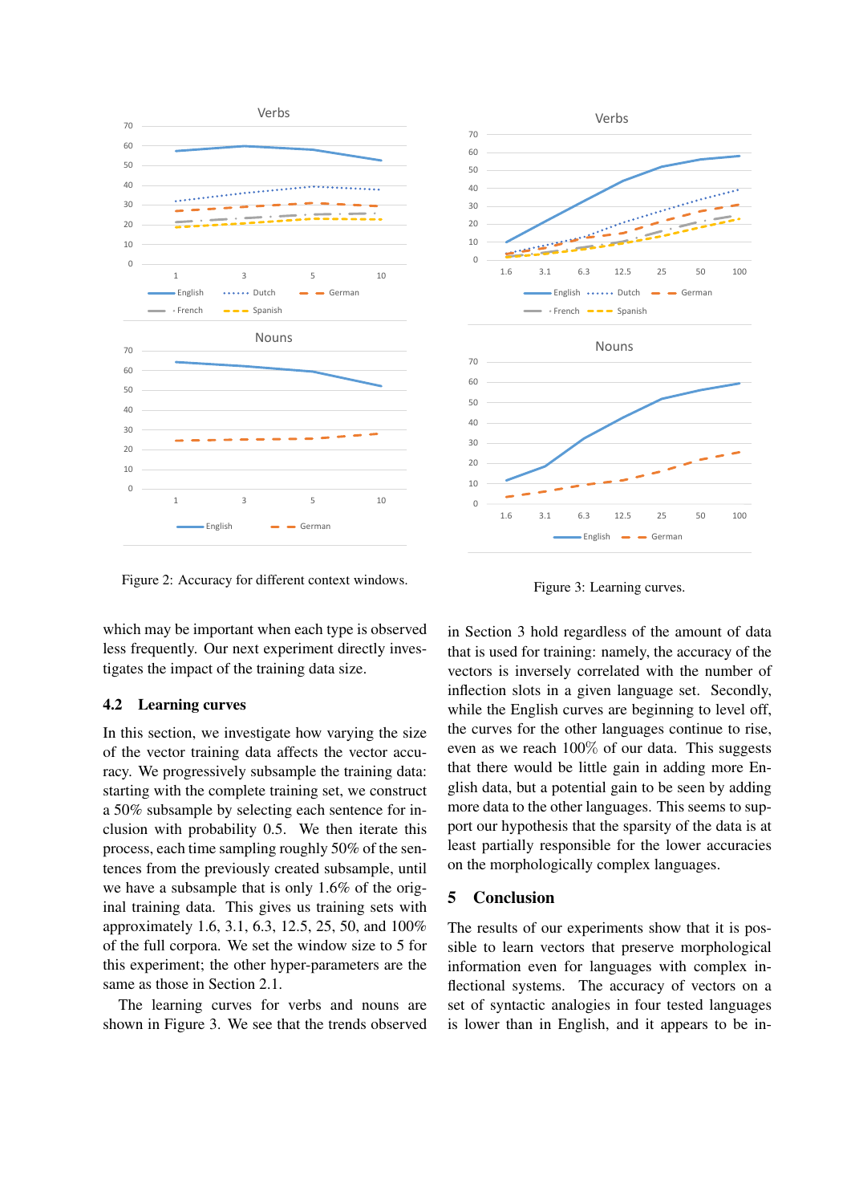Figure 2: Accuracy for different context windows.

Figure 3: Learning curves.

which may be important when each type is observed less frequently. Our next experiment directly investigates the impact of the training data size.

### 4.2 Learning curves

In this section, we investigate how varying the size of the vector training data affects the vector accuracy. We progressively subsample the training data: starting with the complete training set, we construct a 50% subsample by selecting each sentence for inclusion with probability 0.5. We then iterate this process, each time sampling roughly 50% of the sentences from the previously created subsample, until we have a subsample that is only 1.6% of the original training data. This gives us training sets with approximately 1.6, 3.1, 6.3, 12.5, 25, 50, and 100% of the full corpora. We set the window size to 5 for this experiment; the other hyper-parameters are the same as those in Section 2.1.

The learning curves for verbs and nouns are shown in Figure 3. We see that the trends observed in Section 3 hold regardless of the amount of data that is used for training: namely, the accuracy of the vectors is inversely correlated with the number of inflection slots in a given language set. Secondly, while the English curves are beginning to level off, the curves for the other languages continue to rise, even as we reach 100% of our data. This suggests that there would be little gain in adding more English data, but a potential gain to be seen by adding more data to the other languages. This seems to support our hypothesis that the sparsity of the data is at least partially responsible for the lower accuracies on the morphologically complex languages.

## 5 Conclusion

The results of our experiments show that it is possible to learn vectors that preserve morphological information even for languages with complex inflectional systems. The accuracy of vectors on a set of syntactic analogies in four tested languages is lower than in English, and it appears to be in-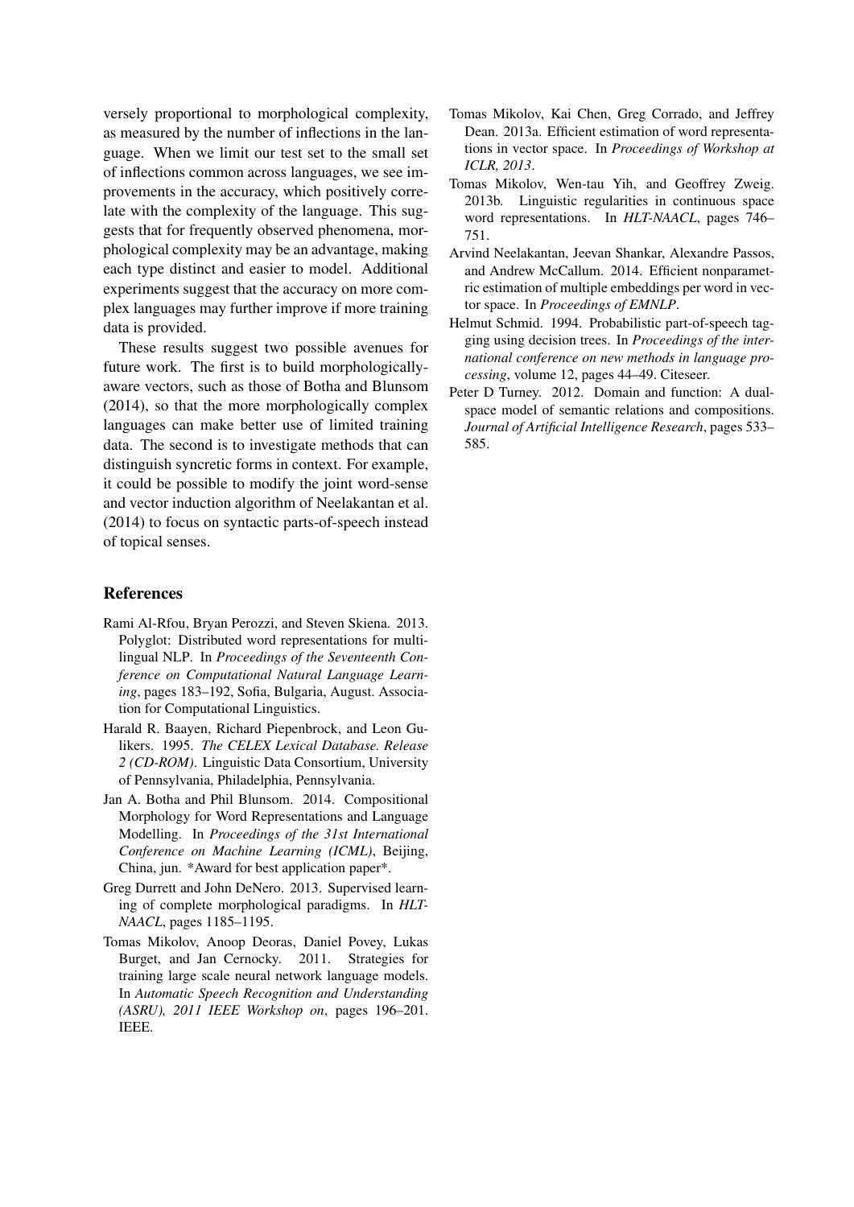versely proportional to morphological complexity, as measured by the number of inflections in the language. When we limit our test set to the small set of inflections common across languages, we see improvements in the accuracy, which positively correlate with the complexity of the language. This suggests that for frequently observed phenomena, morphological complexity may be an advantage, making each type distinct and easier to model. Additional experiments suggest that the accuracy on more complex languages may further improve if more training data is provided.

These results suggest two possible avenues for future work. The first is to build morphologically-aware vectors, such as those of Botha and Blunsom (2014), so that the more morphologically complex languages can make better use of limited training data. The second is to investigate methods that can distinguish syncretic forms in context. For example, it could be possible to modify the joint word-sense and vector induction algorithm of Neelakantan et al. (2014) to focus on syntactic parts-of-speech instead of topical senses.

## References

Rami Al-Rfou, Bryan Perozzi, and Steven Skiena. 2013. Polyglot: Distributed word representations for multilingual NLP. In *Proceedings of the Seventeenth Conference on Computational Natural Language Learning*, pages 183–192, Sofia, Bulgaria, August. Association for Computational Linguistics.

Harald R. Baayen, Richard Piepenbrock, and Leon Gulikers. 1995. *The CELEX Lexical Database. Release 2 (CD-ROM)*. Linguistic Data Consortium, University of Pennsylvania, Philadelphia, Pennsylvania.

Jan A. Botha and Phil Blunsom. 2014. Compositional Morphology for Word Representations and Language Modelling. In *Proceedings of the 31st International Conference on Machine Learning (ICML)*, Beijing, China, jun. *Award for best application paper*.

Greg Durrett and John DeNero. 2013. Supervised learning of complete morphological paradigms. In *HLT-NAACL*, pages 1185–1195.

Tomas Mikolov, Anoop Deoras, Daniel Povey, Lukas Burget, and Jan Cernocky. 2011. Strategies for training large scale neural network language models. In *Automatic Speech Recognition and Understanding (ASRU), 2011 IEEE Workshop on*, pages 196–201. IEEE.

Tomas Mikolov, Kai Chen, Greg Corrado, and Jeffrey Dean. 2013a. Efficient estimation of word representations in vector space. In *Proceedings of Workshop at ICLR, 2013*.

Tomas Mikolov, Wen-tau Yih, and Geoffrey Zweig. 2013b. Linguistic regularities in continuous space word representations. In *HLT-NAACL*, pages 746–751.

Arvind Neelakantan, Jeevan Shankar, Alexandre Passos, and Andrew McCallum. 2014. Efficient nonparametric estimation of multiple embeddings per word in vector space. In *Proceedings of EMNLP*.

Helmut Schmid. 1994. Probabilistic part-of-speech tagging using decision trees. In *Proceedings of the international conference on new methods in language processing*, volume 12, pages 44–49. Citeseer.

Peter D Turney. 2012. Domain and function: A dual-space model of semantic relations and compositions. *Journal of Artificial Intelligence Research*, pages 533–585.